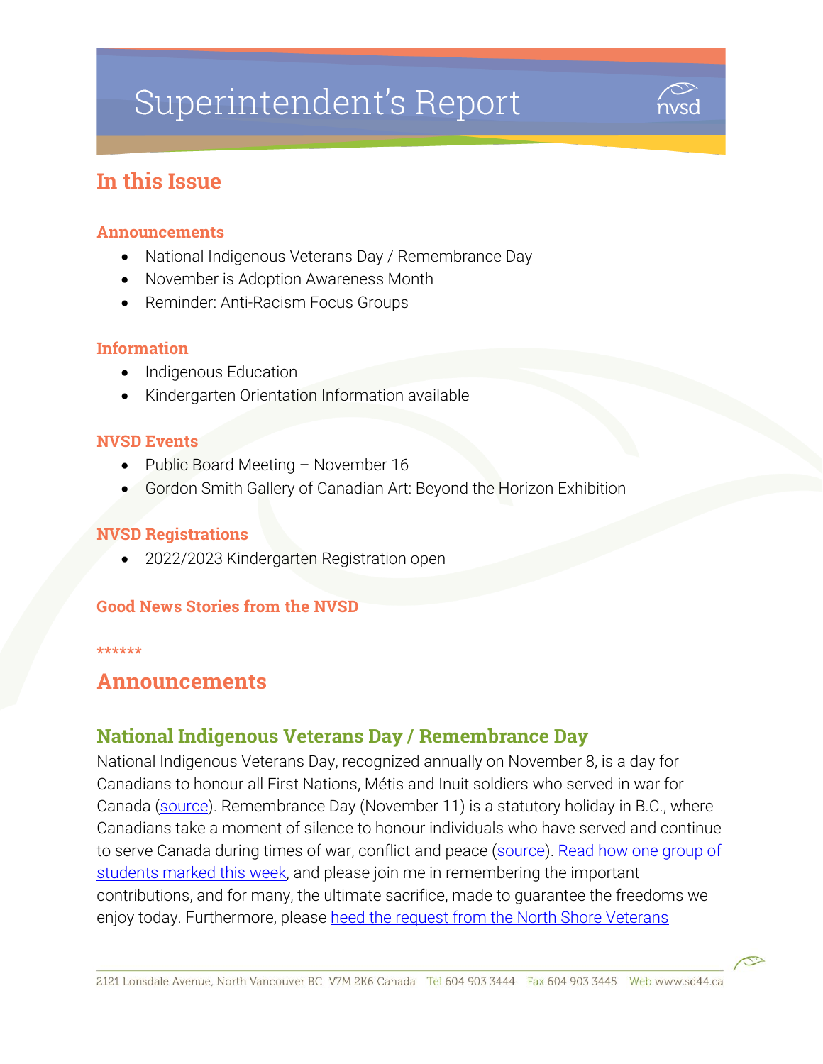# Superintendent's Report

## In this Issue

### Announcements

- National Indigenous Veterans Day / Remembrance Day
- November is Adoption Awareness Month
- Reminder: Anti-Racism Focus Groups

### Information

- Indigenous Education
- Kindergarten Orientation Information available

### NVSD Events

- Public Board Meeting – November 16
- Gordon Smith Gallery of Canadian Art: Beyond the Horizon Exhibition

### NVSD Registrations

- 2022/2023 Kindergarten Registration open

### Good News Stories from the NVSD

******

## Announcements

### National Indigenous Veterans Day / Remembrance Day

National Indigenous Veterans Day, recognized annually on November 8, is a day for Canadians to honour all First Nations, Métis and Inuit soldiers who served in war for Canada (source). Remembrance Day (November 11) is a statutory holiday in B.C., where Canadians take a moment of silence to honour individuals who have served and continue to serve Canada during times of war, conflict and peace (source). Read how one group of students marked this week, and please join me in remembering the important contributions, and for many, the ultimate sacrifice, made to guarantee the freedoms we enjoy today. Furthermore, please heed the request from the North Shore Veterans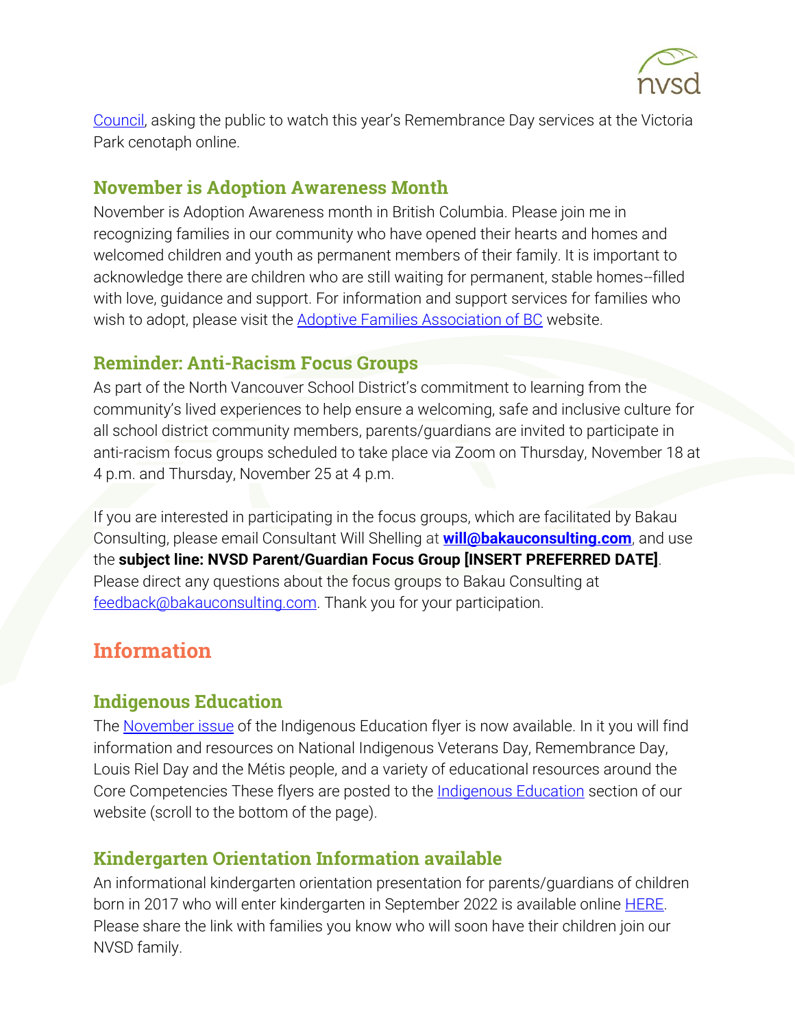Council, asking the public to watch this year's Remembrance Day services at the Victoria Park cenotaph online.

### November is Adoption Awareness Month

November is Adoption Awareness month in British Columbia. Please join me in recognizing families in our community who have opened their hearts and homes and welcomed children and youth as permanent members of their family. It is important to acknowledge there are children who are still waiting for permanent, stable homes--filled with love, guidance and support. For information and support services for families who wish to adopt, please visit the Adoptive Families Association of BC website.

### Reminder: Anti-Racism Focus Groups

As part of the North Vancouver School District's commitment to learning from the community's lived experiences to help ensure a welcoming, safe and inclusive culture for all school district community members, parents/guardians are invited to participate in anti-racism focus groups scheduled to take place via Zoom on Thursday, November 18 at 4 p.m. and Thursday, November 25 at 4 p.m.

If you are interested in participating in the focus groups, which are facilitated by Bakau Consulting, please email Consultant Will Shelling at **will@bakauconsulting.com**, and use the **subject line: NVSD Parent/Guardian Focus Group [INSERT PREFERRED DATE]**. Please direct any questions about the focus groups to Bakau Consulting at feedback@bakauconsulting.com. Thank you for your participation.

## Information

### Indigenous Education

The November issue of the Indigenous Education flyer is now available. In it you will find information and resources on National Indigenous Veterans Day, Remembrance Day, Louis Riel Day and the Métis people, and a variety of educational resources around the Core Competencies These flyers are posted to the Indigenous Education section of our website (scroll to the bottom of the page).

### Kindergarten Orientation Information available

An informational kindergarten orientation presentation for parents/guardians of children born in 2017 who will enter kindergarten in September 2022 is available online HERE. Please share the link with families you know who will soon have their children join our NVSD family.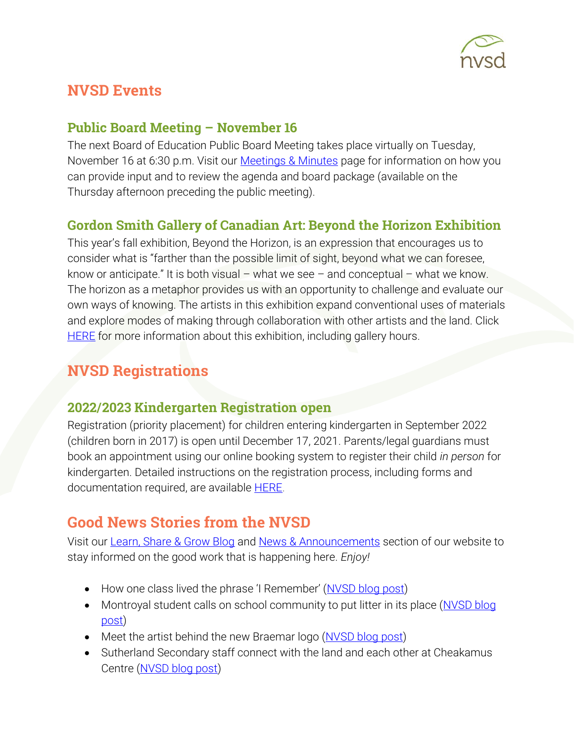# NVSD Events

## Public Board Meeting – November 16

The next Board of Education Public Board Meeting takes place virtually on Tuesday, November 16 at 6:30 p.m. Visit our Meetings & Minutes page for information on how you can provide input and to review the agenda and board package (available on the Thursday afternoon preceding the public meeting).

## Gordon Smith Gallery of Canadian Art: Beyond the Horizon Exhibition

This year's fall exhibition, Beyond the Horizon, is an expression that encourages us to consider what is "farther than the possible limit of sight, beyond what we can foresee, know or anticipate." It is both visual – what we see – and conceptual – what we know. The horizon as a metaphor provides us with an opportunity to challenge and evaluate our own ways of knowing. The artists in this exhibition expand conventional uses of materials and explore modes of making through collaboration with other artists and the land. Click HERE for more information about this exhibition, including gallery hours.

# NVSD Registrations

## 2022/2023 Kindergarten Registration open

Registration (priority placement) for children entering kindergarten in September 2022 (children born in 2017) is open until December 17, 2021. Parents/legal guardians must book an appointment using our online booking system to register their child *in person* for kindergarten. Detailed instructions on the registration process, including forms and documentation required, are available HERE.

# Good News Stories from the NVSD

Visit our Learn, Share & Grow Blog and News & Announcements section of our website to stay informed on the good work that is happening here. *Enjoy!*

- How one class lived the phrase 'I Remember' (NVSD blog post)
- Montroyal student calls on school community to put litter in its place (NVSD blog post)
- Meet the artist behind the new Braemar logo (NVSD blog post)
- Sutherland Secondary staff connect with the land and each other at Cheakamus Centre (NVSD blog post)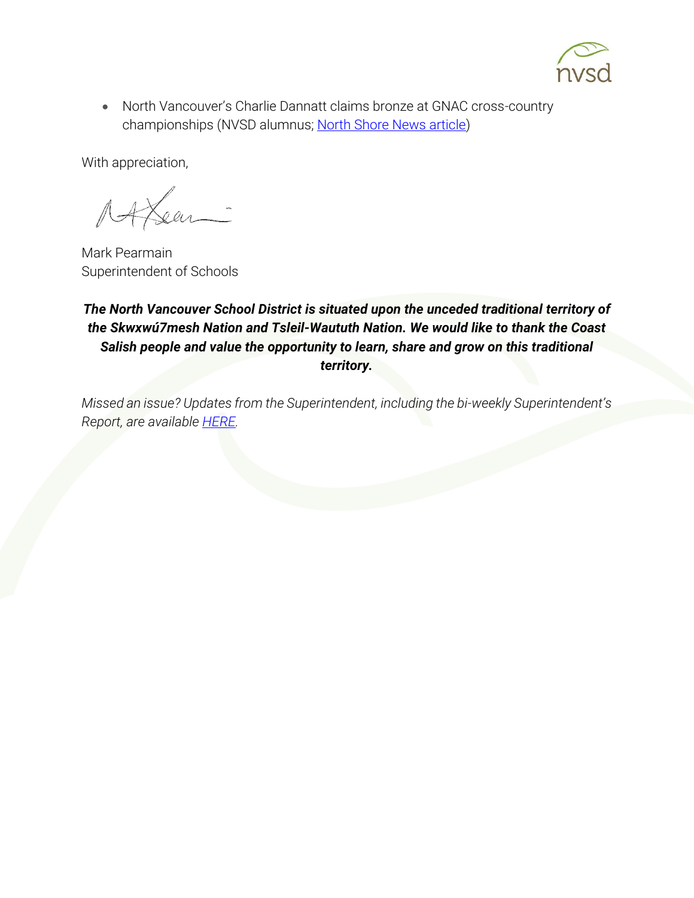- North Vancouver's Charlie Dannatt claims bronze at GNAC cross-country championships (NVSD alumnus; North Shore News article)

With appreciation,

Mark Pearmain
Superintendent of Schools

***The North Vancouver School District is situated upon the unceded traditional territory of the Skwxwú7mesh Nation and Tsleil-Waututh Nation. We would like to thank the Coast Salish people and value the opportunity to learn, share and grow on this traditional territory.***

*Missed an issue? Updates from the Superintendent, including the bi-weekly Superintendent's Report, are available HERE.*